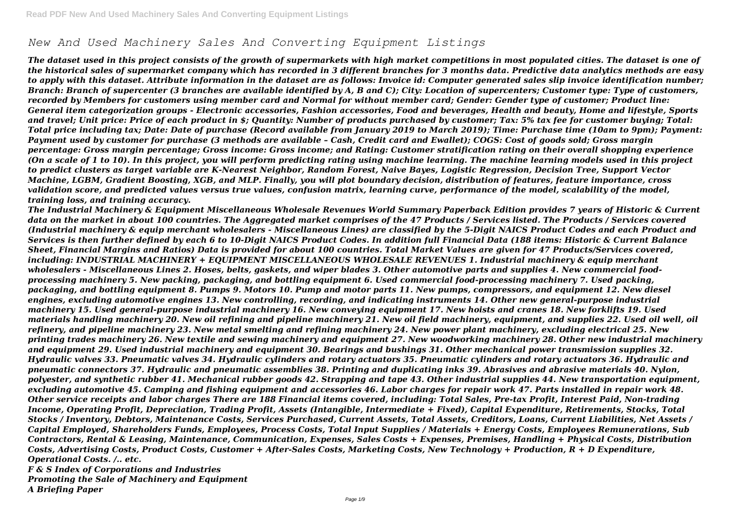# *New And Used Machinery Sales And Converting Equipment Listings*

*The dataset used in this project consists of the growth of supermarkets with high market competitions in most populated cities. The dataset is one of the historical sales of supermarket company which has recorded in 3 different branches for 3 months data. Predictive data analytics methods are easy to apply with this dataset. Attribute information in the dataset are as follows: Invoice id: Computer generated sales slip invoice identification number; Branch: Branch of supercenter (3 branches are available identified by A, B and C); City: Location of supercenters; Customer type: Type of customers, recorded by Members for customers using member card and Normal for without member card; Gender: Gender type of customer; Product line: General item categorization groups - Electronic accessories, Fashion accessories, Food and beverages, Health and beauty, Home and lifestyle, Sports and travel; Unit price: Price of each product in $; Quantity: Number of products purchased by customer; Tax: 5% tax fee for customer buying; Total: Total price including tax; Date: Date of purchase (Record available from January 2019 to March 2019); Time: Purchase time (10am to 9pm); Payment: Payment used by customer for purchase (3 methods are available – Cash, Credit card and Ewallet); COGS: Cost of goods sold; Gross margin percentage: Gross margin percentage; Gross income: Gross income; and Rating: Customer stratification rating on their overall shopping experience (On a scale of 1 to 10). In this project, you will perform predicting rating using machine learning. The machine learning models used in this project to predict clusters as target variable are K-Nearest Neighbor, Random Forest, Naive Bayes, Logistic Regression, Decision Tree, Support Vector Machine, LGBM, Gradient Boosting, XGB, and MLP. Finally, you will plot boundary decision, distribution of features, feature importance, cross validation score, and predicted values versus true values, confusion matrix, learning curve, performance of the model, scalability of the model, training loss, and training accuracy.*

*The Industrial Machinery & Equipment Miscellaneous Wholesale Revenues World Summary Paperback Edition provides 7 years of Historic & Current data on the market in about 100 countries. The Aggregated market comprises of the 47 Products / Services listed. The Products / Services covered (Industrial machinery & equip merchant wholesalers - Miscellaneous Lines) are classified by the 5-Digit NAICS Product Codes and each Product and Services is then further defined by each 6 to 10-Digit NAICS Product Codes. In addition full Financial Data (188 items: Historic & Current Balance Sheet, Financial Margins and Ratios) Data is provided for about 100 countries. Total Market Values are given for 47 Products/Services covered, including: INDUSTRIAL MACHINERY + EQUIPMENT MISCELLANEOUS WHOLESALE REVENUES 1. Industrial machinery & equip merchant wholesalers - Miscellaneous Lines 2. Hoses, belts, gaskets, and wiper blades 3. Other automotive parts and supplies 4. New commercial food-processing machinery 5. New packing, packaging, and bottling equipment 6. Used commercial food-processing machinery 7. Used packing, packaging, and bottling equipment 8. Pumps 9. Motors 10. Pump and motor parts 11. New pumps, compressors, and equipment 12. New diesel engines, excluding automotive engines 13. New controlling, recording, and indicating instruments 14. Other new general-purpose industrial machinery 15. Used general-purpose industrial machinery 16. New conveying equipment 17. New hoists and cranes 18. New forklifts 19. Used materials handling machinery 20. New oil refining and pipeline machinery 21. New oil field machinery, equipment, and supplies 22. Used oil well, oil refinery, and pipeline machinery 23. New metal smelting and refining machinery 24. New power plant machinery, excluding electrical 25. New printing trades machinery 26. New textile and sewing machinery and equipment 27. New woodworking machinery 28. Other new industrial machinery and equipment 29. Used industrial machinery and equipment 30. Bearings and bushings 31. Other mechanical power transmission supplies 32. Hydraulic valves 33. Pneumatic valves 34. Hydraulic cylinders and rotary actuators 35. Pneumatic cylinders and rotary actuators 36. Hydraulic and pneumatic connectors 37. Hydraulic and pneumatic assemblies 38. Printing and duplicating inks 39. Abrasives and abrasive materials 40. Nylon, polyester, and synthetic rubber 41. Mechanical rubber goods 42. Strapping and tape 43. Other industrial supplies 44. New transportation equipment, excluding automotive 45. Camping and fishing equipment and accessories 46. Labor charges for repair work 47. Parts installed in repair work 48. Other service receipts and labor charges There are 188 Financial items covered, including: Total Sales, Pre-tax Profit, Interest Paid, Non-trading Income, Operating Profit, Depreciation, Trading Profit, Assets (Intangible, Intermediate + Fixed), Capital Expenditure, Retirements, Stocks, Total Stocks / Inventory, Debtors, Maintenance Costs, Services Purchased, Current Assets, Total Assets, Creditors, Loans, Current Liabilities, Net Assets / Capital Employed, Shareholders Funds, Employees, Process Costs, Total Input Supplies / Materials + Energy Costs, Employees Remunerations, Sub Contractors, Rental & Leasing, Maintenance, Communication, Expenses, Sales Costs + Expenses, Premises, Handling + Physical Costs, Distribution Costs, Advertising Costs, Product Costs, Customer + After-Sales Costs, Marketing Costs, New Technology + Production, R + D Expenditure, Operational Costs. /.. etc.*

***F & S Index of Corporations and Industries***
***Promoting the Sale of Machinery and Equipment***
***A Briefing Paper***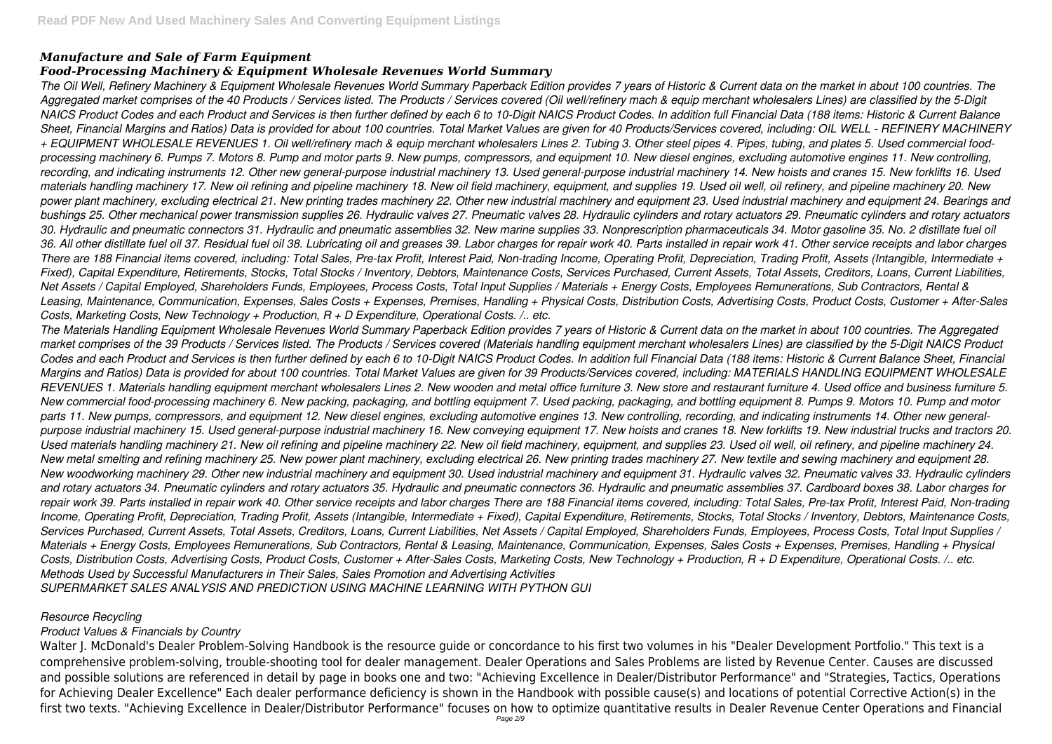## *Manufacture and Sale of Farm Equipment*

## *Food-Processing Machinery & Equipment Wholesale Revenues World Summary*

*The Oil Well, Refinery Machinery & Equipment Wholesale Revenues World Summary Paperback Edition provides 7 years of Historic & Current data on the market in about 100 countries. The Aggregated market comprises of the 40 Products / Services listed. The Products / Services covered (Oil well/refinery mach & equip merchant wholesalers Lines) are classified by the 5-Digit NAICS Product Codes and each Product and Services is then further defined by each 6 to 10-Digit NAICS Product Codes. In addition full Financial Data (188 items: Historic & Current Balance Sheet, Financial Margins and Ratios) Data is provided for about 100 countries. Total Market Values are given for 40 Products/Services covered, including: OIL WELL - REFINERY MACHINERY + EQUIPMENT WHOLESALE REVENUES 1. Oil well/refinery mach & equip merchant wholesalers Lines 2. Tubing 3. Other steel pipes 4. Pipes, tubing, and plates 5. Used commercial food-processing machinery 6. Pumps 7. Motors 8. Pump and motor parts 9. New pumps, compressors, and equipment 10. New diesel engines, excluding automotive engines 11. New controlling, recording, and indicating instruments 12. Other new general-purpose industrial machinery 13. Used general-purpose industrial machinery 14. New hoists and cranes 15. New forklifts 16. Used materials handling machinery 17. New oil refining and pipeline machinery 18. New oil field machinery, equipment, and supplies 19. Used oil well, oil refinery, and pipeline machinery 20. New power plant machinery, excluding electrical 21. New printing trades machinery 22. Other new industrial machinery and equipment 23. Used industrial machinery and equipment 24. Bearings and bushings 25. Other mechanical power transmission supplies 26. Hydraulic valves 27. Pneumatic valves 28. Hydraulic cylinders and rotary actuators 29. Pneumatic cylinders and rotary actuators 30. Hydraulic and pneumatic connectors 31. Hydraulic and pneumatic assemblies 32. New marine supplies 33. Nonprescription pharmaceuticals 34. Motor gasoline 35. No. 2 distillate fuel oil 36. All other distillate fuel oil 37. Residual fuel oil 38. Lubricating oil and greases 39. Labor charges for repair work 40. Parts installed in repair work 41. Other service receipts and labor charges There are 188 Financial items covered, including: Total Sales, Pre-tax Profit, Interest Paid, Non-trading Income, Operating Profit, Depreciation, Trading Profit, Assets (Intangible, Intermediate + Fixed), Capital Expenditure, Retirements, Stocks, Total Stocks / Inventory, Debtors, Maintenance Costs, Services Purchased, Current Assets, Total Assets, Creditors, Loans, Current Liabilities, Net Assets / Capital Employed, Shareholders Funds, Employees, Process Costs, Total Input Supplies / Materials + Energy Costs, Employees Remunerations, Sub Contractors, Rental & Leasing, Maintenance, Communication, Expenses, Sales Costs + Expenses, Premises, Handling + Physical Costs, Distribution Costs, Advertising Costs, Product Costs, Customer + After-Sales Costs, Marketing Costs, New Technology + Production, R + D Expenditure, Operational Costs. /.. etc.*

*The Materials Handling Equipment Wholesale Revenues World Summary Paperback Edition provides 7 years of Historic & Current data on the market in about 100 countries. The Aggregated market comprises of the 39 Products / Services listed. The Products / Services covered (Materials handling equipment merchant wholesalers Lines) are classified by the 5-Digit NAICS Product Codes and each Product and Services is then further defined by each 6 to 10-Digit NAICS Product Codes. In addition full Financial Data (188 items: Historic & Current Balance Sheet, Financial Margins and Ratios) Data is provided for about 100 countries. Total Market Values are given for 39 Products/Services covered, including: MATERIALS HANDLING EQUIPMENT WHOLESALE REVENUES 1. Materials handling equipment merchant wholesalers Lines 2. New wooden and metal office furniture 3. New store and restaurant furniture 4. Used office and business furniture 5. New commercial food-processing machinery 6. New packing, packaging, and bottling equipment 7. Used packing, packaging, and bottling equipment 8. Pumps 9. Motors 10. Pump and motor parts 11. New pumps, compressors, and equipment 12. New diesel engines, excluding automotive engines 13. New controlling, recording, and indicating instruments 14. Other new general-purpose industrial machinery 15. Used general-purpose industrial machinery 16. New conveying equipment 17. New hoists and cranes 18. New forklifts 19. New industrial trucks and tractors 20. Used materials handling machinery 21. New oil refining and pipeline machinery 22. New oil field machinery, equipment, and supplies 23. Used oil well, oil refinery, and pipeline machinery 24. New metal smelting and refining machinery 25. New power plant machinery, excluding electrical 26. New printing trades machinery 27. New textile and sewing machinery and equipment 28. New woodworking machinery 29. Other new industrial machinery and equipment 30. Used industrial machinery and equipment 31. Hydraulic valves 32. Pneumatic valves 33. Hydraulic cylinders and rotary actuators 34. Pneumatic cylinders and rotary actuators 35. Hydraulic and pneumatic connectors 36. Hydraulic and pneumatic assemblies 37. Cardboard boxes 38. Labor charges for repair work 39. Parts installed in repair work 40. Other service receipts and labor charges There are 188 Financial items covered, including: Total Sales, Pre-tax Profit, Interest Paid, Non-trading Income, Operating Profit, Depreciation, Trading Profit, Assets (Intangible, Intermediate + Fixed), Capital Expenditure, Retirements, Stocks, Total Stocks / Inventory, Debtors, Maintenance Costs, Services Purchased, Current Assets, Total Assets, Creditors, Loans, Current Liabilities, Net Assets / Capital Employed, Shareholders Funds, Employees, Process Costs, Total Input Supplies / Materials + Energy Costs, Employees Remunerations, Sub Contractors, Rental & Leasing, Maintenance, Communication, Expenses, Sales Costs + Expenses, Premises, Handling + Physical Costs, Distribution Costs, Advertising Costs, Product Costs, Customer + After-Sales Costs, Marketing Costs, New Technology + Production, R + D Expenditure, Operational Costs. /.. etc.*

## *Methods Used by Successful Manufacturers in Their Sales, Sales Promotion and Advertising Activities*

## *SUPERMARKET SALES ANALYSIS AND PREDICTION USING MACHINE LEARNING WITH PYTHON GUI*

## *Resource Recycling*

## *Product Values & Financials by Country*

Walter J. McDonald's Dealer Problem-Solving Handbook is the resource guide or concordance to his first two volumes in his "Dealer Development Portfolio." This text is a comprehensive problem-solving, trouble-shooting tool for dealer management. Dealer Operations and Sales Problems are listed by Revenue Center. Causes are discussed and possible solutions are referenced in detail by page in books one and two: "Achieving Excellence in Dealer/Distributor Performance" and "Strategies, Tactics, Operations for Achieving Dealer Excellence" Each dealer performance deficiency is shown in the Handbook with possible cause(s) and locations of potential Corrective Action(s) in the first two texts. "Achieving Excellence in Dealer/Distributor Performance" focuses on how to optimize quantitative results in Dealer Revenue Center Operations and Financial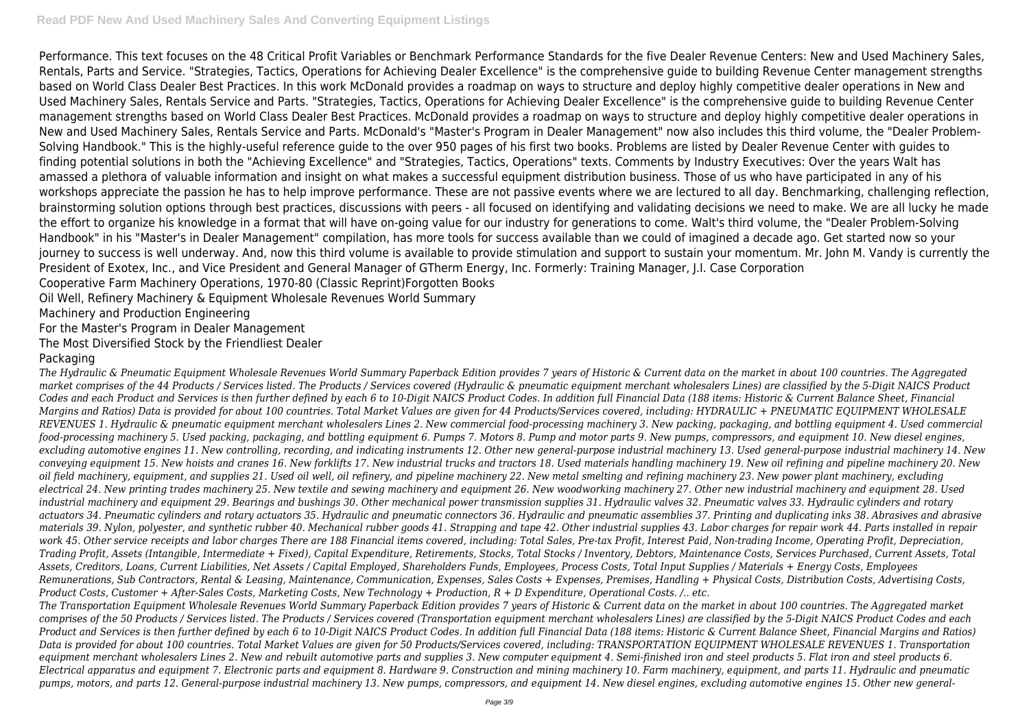Performance. This text focuses on the 48 Critical Profit Variables or Benchmark Performance Standards for the five Dealer Revenue Centers: New and Used Machinery Sales, Rentals, Parts and Service. "Strategies, Tactics, Operations for Achieving Dealer Excellence" is the comprehensive guide to building Revenue Center management strengths based on World Class Dealer Best Practices. In this work McDonald provides a roadmap on ways to structure and deploy highly competitive dealer operations in New and Used Machinery Sales, Rentals Service and Parts. "Strategies, Tactics, Operations for Achieving Dealer Excellence" is the comprehensive guide to building Revenue Center management strengths based on World Class Dealer Best Practices. McDonald provides a roadmap on ways to structure and deploy highly competitive dealer operations in New and Used Machinery Sales, Rentals Service and Parts. McDonald's "Master's Program in Dealer Management" now also includes this third volume, the "Dealer Problem-Solving Handbook." This is the highly-useful reference guide to the over 950 pages of his first two books. Problems are listed by Dealer Revenue Center with guides to finding potential solutions in both the "Achieving Excellence" and "Strategies, Tactics, Operations" texts. Comments by Industry Executives: Over the years Walt has amassed a plethora of valuable information and insight on what makes a successful equipment distribution business. Those of us who have participated in any of his workshops appreciate the passion he has to help improve performance. These are not passive events where we are lectured to all day. Benchmarking, challenging reflection, brainstorming solution options through best practices, discussions with peers - all focused on identifying and validating decisions we need to make. We are all lucky he made the effort to organize his knowledge in a format that will have on-going value for our industry for generations to come. Walt's third volume, the "Dealer Problem-Solving Handbook" in his "Master's in Dealer Management" compilation, has more tools for success available than we could of imagined a decade ago. Get started now so your journey to success is well underway. And, now this third volume is available to provide stimulation and support to sustain your momentum. Mr. John M. Vandy is currently the President of Exotex, Inc., and Vice President and General Manager of GTherm Energy, Inc. Formerly: Training Manager, J.I. Case Corporation

Cooperative Farm Machinery Operations, 1970-80 (Classic Reprint)Forgotten Books

Oil Well, Refinery Machinery & Equipment Wholesale Revenues World Summary

Machinery and Production Engineering

For the Master's Program in Dealer Management

The Most Diversified Stock by the Friendliest Dealer

Packaging

*The Hydraulic & Pneumatic Equipment Wholesale Revenues World Summary Paperback Edition provides 7 years of Historic & Current data on the market in about 100 countries. The Aggregated market comprises of the 44 Products / Services listed. The Products / Services covered (Hydraulic & pneumatic equipment merchant wholesalers Lines) are classified by the 5-Digit NAICS Product Codes and each Product and Services is then further defined by each 6 to 10-Digit NAICS Product Codes. In addition full Financial Data (188 items: Historic & Current Balance Sheet, Financial Margins and Ratios) Data is provided for about 100 countries. Total Market Values are given for 44 Products/Services covered, including: HYDRAULIC + PNEUMATIC EQUIPMENT WHOLESALE REVENUES 1. Hydraulic & pneumatic equipment merchant wholesalers Lines 2. New commercial food-processing machinery 3. New packing, packaging, and bottling equipment 4. Used commercial food-processing machinery 5. Used packing, packaging, and bottling equipment 6. Pumps 7. Motors 8. Pump and motor parts 9. New pumps, compressors, and equipment 10. New diesel engines, excluding automotive engines 11. New controlling, recording, and indicating instruments 12. Other new general-purpose industrial machinery 13. Used general-purpose industrial machinery 14. New conveying equipment 15. New hoists and cranes 16. New forklifts 17. New industrial trucks and tractors 18. Used materials handling machinery 19. New oil refining and pipeline machinery 20. New oil field machinery, equipment, and supplies 21. Used oil well, oil refinery, and pipeline machinery 22. New metal smelting and refining machinery 23. New power plant machinery, excluding electrical 24. New printing trades machinery 25. New textile and sewing machinery and equipment 26. New woodworking machinery 27. Other new industrial machinery and equipment 28. Used industrial machinery and equipment 29. Bearings and bushings 30. Other mechanical power transmission supplies 31. Hydraulic valves 32. Pneumatic valves 33. Hydraulic cylinders and rotary actuators 34. Pneumatic cylinders and rotary actuators 35. Hydraulic and pneumatic connectors 36. Hydraulic and pneumatic assemblies 37. Printing and duplicating inks 38. Abrasives and abrasive materials 39. Nylon, polyester, and synthetic rubber 40. Mechanical rubber goods 41. Strapping and tape 42. Other industrial supplies 43. Labor charges for repair work 44. Parts installed in repair work 45. Other service receipts and labor charges There are 188 Financial items covered, including: Total Sales, Pre-tax Profit, Interest Paid, Non-trading Income, Operating Profit, Depreciation, Trading Profit, Assets (Intangible, Intermediate + Fixed), Capital Expenditure, Retirements, Stocks, Total Stocks / Inventory, Debtors, Maintenance Costs, Services Purchased, Current Assets, Total Assets, Creditors, Loans, Current Liabilities, Net Assets / Capital Employed, Shareholders Funds, Employees, Process Costs, Total Input Supplies / Materials + Energy Costs, Employees Remunerations, Sub Contractors, Rental & Leasing, Maintenance, Communication, Expenses, Sales Costs + Expenses, Premises, Handling + Physical Costs, Distribution Costs, Advertising Costs, Product Costs, Customer + After-Sales Costs, Marketing Costs, New Technology + Production, R + D Expenditure, Operational Costs. /.. etc.*

*The Transportation Equipment Wholesale Revenues World Summary Paperback Edition provides 7 years of Historic & Current data on the market in about 100 countries. The Aggregated market comprises of the 50 Products / Services listed. The Products / Services covered (Transportation equipment merchant wholesalers Lines) are classified by the 5-Digit NAICS Product Codes and each Product and Services is then further defined by each 6 to 10-Digit NAICS Product Codes. In addition full Financial Data (188 items: Historic & Current Balance Sheet, Financial Margins and Ratios) Data is provided for about 100 countries. Total Market Values are given for 50 Products/Services covered, including: TRANSPORTATION EQUIPMENT WHOLESALE REVENUES 1. Transportation equipment merchant wholesalers Lines 2. New and rebuilt automotive parts and supplies 3. New computer equipment 4. Semi-finished iron and steel products 5. Flat iron and steel products 6. Electrical apparatus and equipment 7. Electronic parts and equipment 8. Hardware 9. Construction and mining machinery 10. Farm machinery, equipment, and parts 11. Hydraulic and pneumatic pumps, motors, and parts 12. General-purpose industrial machinery 13. New pumps, compressors, and equipment 14. New diesel engines, excluding automotive engines 15. Other new general-*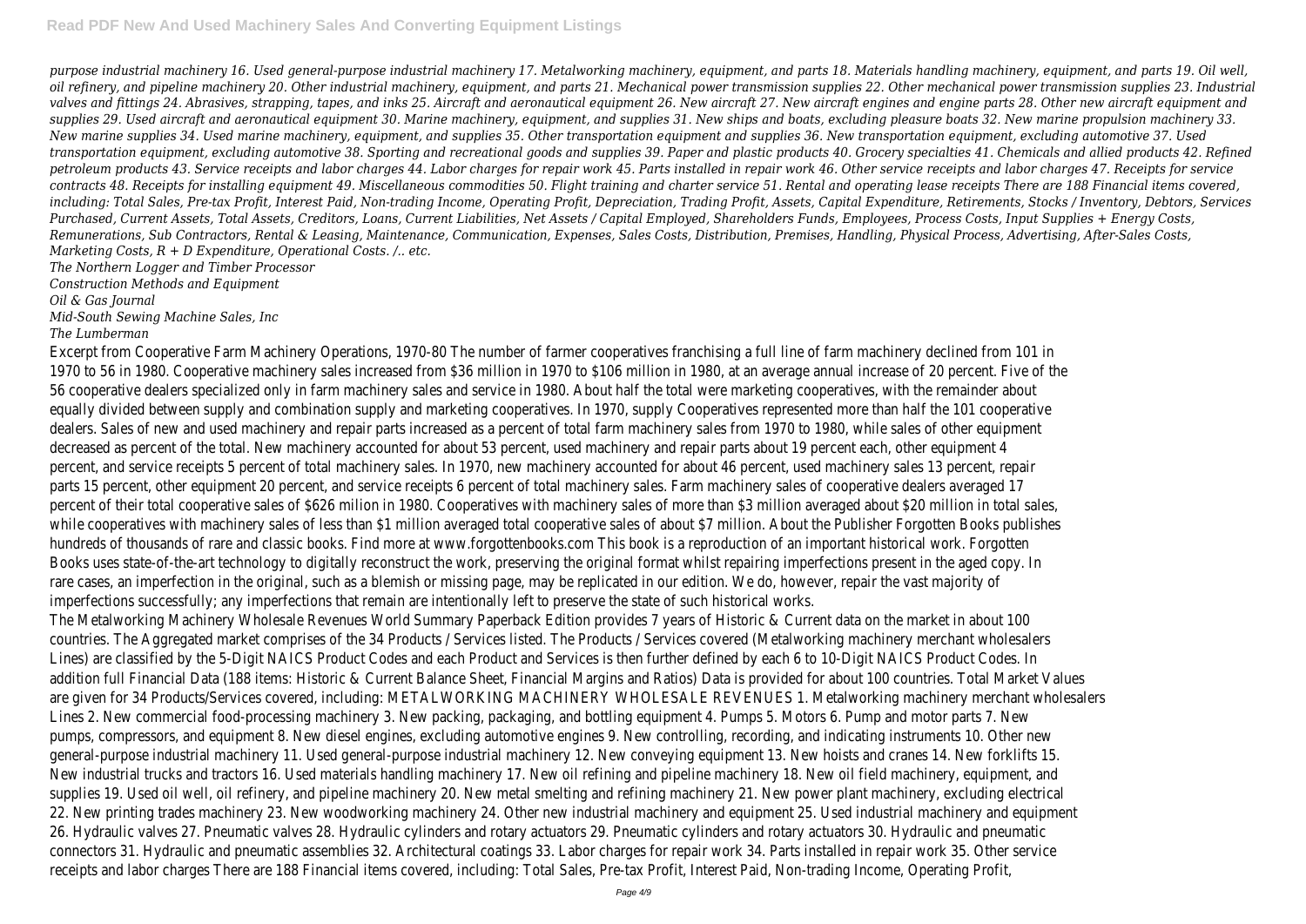*purpose industrial machinery 16. Used general-purpose industrial machinery 17. Metalworking machinery, equipment, and parts 18. Materials handling machinery, equipment, and parts 19. Oil well, oil refinery, and pipeline machinery 20. Other industrial machinery, equipment, and parts 21. Mechanical power transmission supplies 22. Other mechanical power transmission supplies 23. Industrial valves and fittings 24. Abrasives, strapping, tapes, and inks 25. Aircraft and aeronautical equipment 26. New aircraft 27. New aircraft engines and engine parts 28. Other new aircraft equipment and supplies 29. Used aircraft and aeronautical equipment 30. Marine machinery, equipment, and supplies 31. New ships and boats, excluding pleasure boats 32. New marine propulsion machinery 33. New marine supplies 34. Used marine machinery, equipment, and supplies 35. Other transportation equipment and supplies 36. New transportation equipment, excluding automotive 37. Used transportation equipment, excluding automotive 38. Sporting and recreational goods and supplies 39. Paper and plastic products 40. Grocery specialties 41. Chemicals and allied products 42. Refined petroleum products 43. Service receipts and labor charges 44. Labor charges for repair work 45. Parts installed in repair work 46. Other service receipts and labor charges 47. Receipts for service contracts 48. Receipts for installing equipment 49. Miscellaneous commodities 50. Flight training and charter service 51. Rental and operating lease receipts There are 188 Financial items covered, including: Total Sales, Pre-tax Profit, Interest Paid, Non-trading Income, Operating Profit, Depreciation, Trading Profit, Assets, Capital Expenditure, Retirements, Stocks / Inventory, Debtors, Services Purchased, Current Assets, Total Assets, Creditors, Loans, Current Liabilities, Net Assets / Capital Employed, Shareholders Funds, Employees, Process Costs, Input Supplies + Energy Costs, Remunerations, Sub Contractors, Rental & Leasing, Maintenance, Communication, Expenses, Sales Costs, Distribution, Premises, Handling, Physical Process, Advertising, After-Sales Costs, Marketing Costs, R + D Expenditure, Operational Costs. /.. etc.*

*The Northern Logger and Timber Processor*

*Construction Methods and Equipment*

*Oil & Gas Journal*

*Mid-South Sewing Machine Sales, Inc*

*The Lumberman*

Excerpt from Cooperative Farm Machinery Operations, 1970-80 The number of farmer cooperatives franchising a full line of farm machinery declined from 101 in 1970 to 56 in 1980. Cooperative machinery sales increased from $36 million in 1970 to $106 million in 1980, at an average annual increase of 20 percent. Five of the 56 cooperative dealers specialized only in farm machinery sales and service in 1980. About half the total were marketing cooperatives, with the remainder about equally divided between supply and combination supply and marketing cooperatives. In 1970, supply Cooperatives represented more than half the 101 cooperative dealers. Sales of new and used machinery and repair parts increased as a percent of total farm machinery sales from 1970 to 1980, while sales of other equipment decreased as percent of the total. New machinery accounted for about 53 percent, used machinery and repair parts about 19 percent each, other equipment 4 percent, and service receipts 5 percent of total machinery sales. In 1970, new machinery accounted for about 46 percent, used machinery sales 13 percent, repair parts 15 percent, other equipment 20 percent, and service receipts 6 percent of total machinery sales. Farm machinery sales of cooperative dealers averaged 17 percent of their total cooperative sales of $626 milion in 1980. Cooperatives with machinery sales of more than $3 million averaged about $20 million in total sales, while cooperatives with machinery sales of less than $1 million averaged total cooperative sales of about $7 million. About the Publisher Forgotten Books publishes hundreds of thousands of rare and classic books. Find more at www.forgottenbooks.com This book is a reproduction of an important historical work. Forgotten Books uses state-of-the-art technology to digitally reconstruct the work, preserving the original format whilst repairing imperfections present in the aged copy. In rare cases, an imperfection in the original, such as a blemish or missing page, may be replicated in our edition. We do, however, repair the vast majority of imperfections successfully; any imperfections that remain are intentionally left to preserve the state of such historical works.

The Metalworking Machinery Wholesale Revenues World Summary Paperback Edition provides 7 years of Historic & Current data on the market in about 100 countries. The Aggregated market comprises of the 34 Products / Services listed. The Products / Services covered (Metalworking machinery merchant wholesalers Lines) are classified by the 5-Digit NAICS Product Codes and each Product and Services is then further defined by each 6 to 10-Digit NAICS Product Codes. In addition full Financial Data (188 items: Historic & Current Balance Sheet, Financial Margins and Ratios) Data is provided for about 100 countries. Total Market Values are given for 34 Products/Services covered, including: METALWORKING MACHINERY WHOLESALE REVENUES 1. Metalworking machinery merchant wholesalers Lines 2. New commercial food-processing machinery 3. New packing, packaging, and bottling equipment 4. Pumps 5. Motors 6. Pump and motor parts 7. New pumps, compressors, and equipment 8. New diesel engines, excluding automotive engines 9. New controlling, recording, and indicating instruments 10. Other new general-purpose industrial machinery 11. Used general-purpose industrial machinery 12. New conveying equipment 13. New hoists and cranes 14. New forklifts 15. New industrial trucks and tractors 16. Used materials handling machinery 17. New oil refining and pipeline machinery 18. New oil field machinery, equipment, and supplies 19. Used oil well, oil refinery, and pipeline machinery 20. New metal smelting and refining machinery 21. New power plant machinery, excluding electrical 22. New printing trades machinery 23. New woodworking machinery 24. Other new industrial machinery and equipment 25. Used industrial machinery and equipment 26. Hydraulic valves 27. Pneumatic valves 28. Hydraulic cylinders and rotary actuators 29. Pneumatic cylinders and rotary actuators 30. Hydraulic and pneumatic connectors 31. Hydraulic and pneumatic assemblies 32. Architectural coatings 33. Labor charges for repair work 34. Parts installed in repair work 35. Other service receipts and labor charges There are 188 Financial items covered, including: Total Sales, Pre-tax Profit, Interest Paid, Non-trading Income, Operating Profit,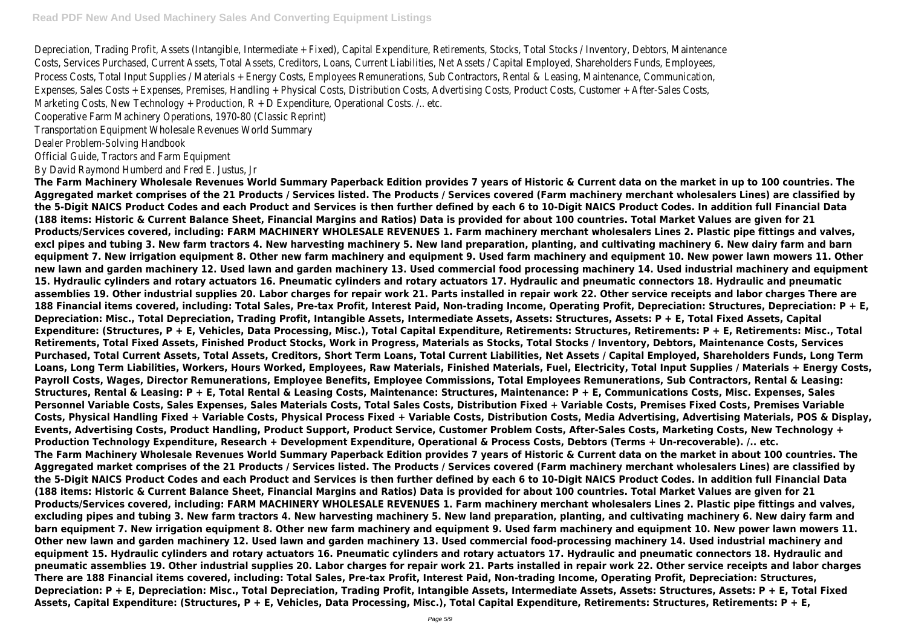Depreciation, Trading Profit, Assets (Intangible, Intermediate + Fixed), Capital Expenditure, Retirements, Stocks, Total Stocks / Inventory, Debtors, Maintenance Costs, Services Purchased, Current Assets, Total Assets, Creditors, Loans, Current Liabilities, Net Assets / Capital Employed, Shareholders Funds, Employees, Process Costs, Total Input Supplies / Materials + Energy Costs, Employees Remunerations, Sub Contractors, Rental & Leasing, Maintenance, Communication, Expenses, Sales Costs + Expenses, Premises, Handling + Physical Costs, Distribution Costs, Advertising Costs, Product Costs, Customer + After-Sales Costs, Marketing Costs, New Technology + Production, R + D Expenditure, Operational Costs. /.. etc.

Cooperative Farm Machinery Operations, 1970-80 (Classic Reprint)

Transportation Equipment Wholesale Revenues World Summary

Dealer Problem-Solving Handbook

Official Guide, Tractors and Farm Equipment

By David Raymond Humberd and Fred E. Justus, Jr

**The Farm Machinery Wholesale Revenues World Summary Paperback Edition provides 7 years of Historic & Current data on the market in up to 100 countries. The Aggregated market comprises of the 21 Products / Services listed. The Products / Services covered (Farm machinery merchant wholesalers Lines) are classified by the 5-Digit NAICS Product Codes and each Product and Services is then further defined by each 6 to 10-Digit NAICS Product Codes. In addition full Financial Data (188 items: Historic & Current Balance Sheet, Financial Margins and Ratios) Data is provided for about 100 countries. Total Market Values are given for 21 Products/Services covered, including: FARM MACHINERY WHOLESALE REVENUES 1. Farm machinery merchant wholesalers Lines 2. Plastic pipe fittings and valves, excl pipes and tubing 3. New farm tractors 4. New harvesting machinery 5. New land preparation, planting, and cultivating machinery 6. New dairy farm and barn equipment 7. New irrigation equipment 8. Other new farm machinery and equipment 9. Used farm machinery and equipment 10. New power lawn mowers 11. Other new lawn and garden machinery 12. Used lawn and garden machinery 13. Used commercial food processing machinery 14. Used industrial machinery and equipment 15. Hydraulic cylinders and rotary actuators 16. Pneumatic cylinders and rotary actuators 17. Hydraulic and pneumatic connectors 18. Hydraulic and pneumatic assemblies 19. Other industrial supplies 20. Labor charges for repair work 21. Parts installed in repair work 22. Other service receipts and labor charges There are 188 Financial items covered, including: Total Sales, Pre-tax Profit, Interest Paid, Non-trading Income, Operating Profit, Depreciation: Structures, Depreciation: P + E, Depreciation: Misc., Total Depreciation, Trading Profit, Intangible Assets, Intermediate Assets, Assets: Structures, Assets: P + E, Total Fixed Assets, Capital Expenditure: (Structures, P + E, Vehicles, Data Processing, Misc.), Total Capital Expenditure, Retirements: Structures, Retirements: P + E, Retirements: Misc., Total Retirements, Total Fixed Assets, Finished Product Stocks, Work in Progress, Materials as Stocks, Total Stocks / Inventory, Debtors, Maintenance Costs, Services Purchased, Total Current Assets, Total Assets, Creditors, Short Term Loans, Total Current Liabilities, Net Assets / Capital Employed, Shareholders Funds, Long Term Loans, Long Term Liabilities, Workers, Hours Worked, Employees, Raw Materials, Finished Materials, Fuel, Electricity, Total Input Supplies / Materials + Energy Costs, Payroll Costs, Wages, Director Remunerations, Employee Benefits, Employee Commissions, Total Employees Remunerations, Sub Contractors, Rental & Leasing: Structures, Rental & Leasing: P + E, Total Rental & Leasing Costs, Maintenance: Structures, Maintenance: P + E, Communications Costs, Misc. Expenses, Sales Personnel Variable Costs, Sales Expenses, Sales Materials Costs, Total Sales Costs, Distribution Fixed + Variable Costs, Premises Fixed Costs, Premises Variable Costs, Physical Handling Fixed + Variable Costs, Physical Process Fixed + Variable Costs, Distribution Costs, Media Advertising, Advertising Materials, POS & Display, Events, Advertising Costs, Product Handling, Product Support, Product Service, Customer Problem Costs, After-Sales Costs, Marketing Costs, New Technology + Production Technology Expenditure, Research + Development Expenditure, Operational & Process Costs, Debtors (Terms + Un-recoverable). /.. etc.**

**The Farm Machinery Wholesale Revenues World Summary Paperback Edition provides 7 years of Historic & Current data on the market in about 100 countries. The Aggregated market comprises of the 21 Products / Services listed. The Products / Services covered (Farm machinery merchant wholesalers Lines) are classified by the 5-Digit NAICS Product Codes and each Product and Services is then further defined by each 6 to 10-Digit NAICS Product Codes. In addition full Financial Data (188 items: Historic & Current Balance Sheet, Financial Margins and Ratios) Data is provided for about 100 countries. Total Market Values are given for 21 Products/Services covered, including: FARM MACHINERY WHOLESALE REVENUES 1. Farm machinery merchant wholesalers Lines 2. Plastic pipe fittings and valves, excluding pipes and tubing 3. New farm tractors 4. New harvesting machinery 5. New land preparation, planting, and cultivating machinery 6. New dairy farm and barn equipment 7. New irrigation equipment 8. Other new farm machinery and equipment 9. Used farm machinery and equipment 10. New power lawn mowers 11. Other new lawn and garden machinery 12. Used lawn and garden machinery 13. Used commercial food-processing machinery 14. Used industrial machinery and equipment 15. Hydraulic cylinders and rotary actuators 16. Pneumatic cylinders and rotary actuators 17. Hydraulic and pneumatic connectors 18. Hydraulic and pneumatic assemblies 19. Other industrial supplies 20. Labor charges for repair work 21. Parts installed in repair work 22. Other service receipts and labor charges There are 188 Financial items covered, including: Total Sales, Pre-tax Profit, Interest Paid, Non-trading Income, Operating Profit, Depreciation: Structures, Depreciation: P + E, Depreciation: Misc., Total Depreciation, Trading Profit, Intangible Assets, Intermediate Assets, Assets: Structures, Assets: P + E, Total Fixed Assets, Capital Expenditure: (Structures, P + E, Vehicles, Data Processing, Misc.), Total Capital Expenditure, Retirements: Structures, Retirements: P + E,**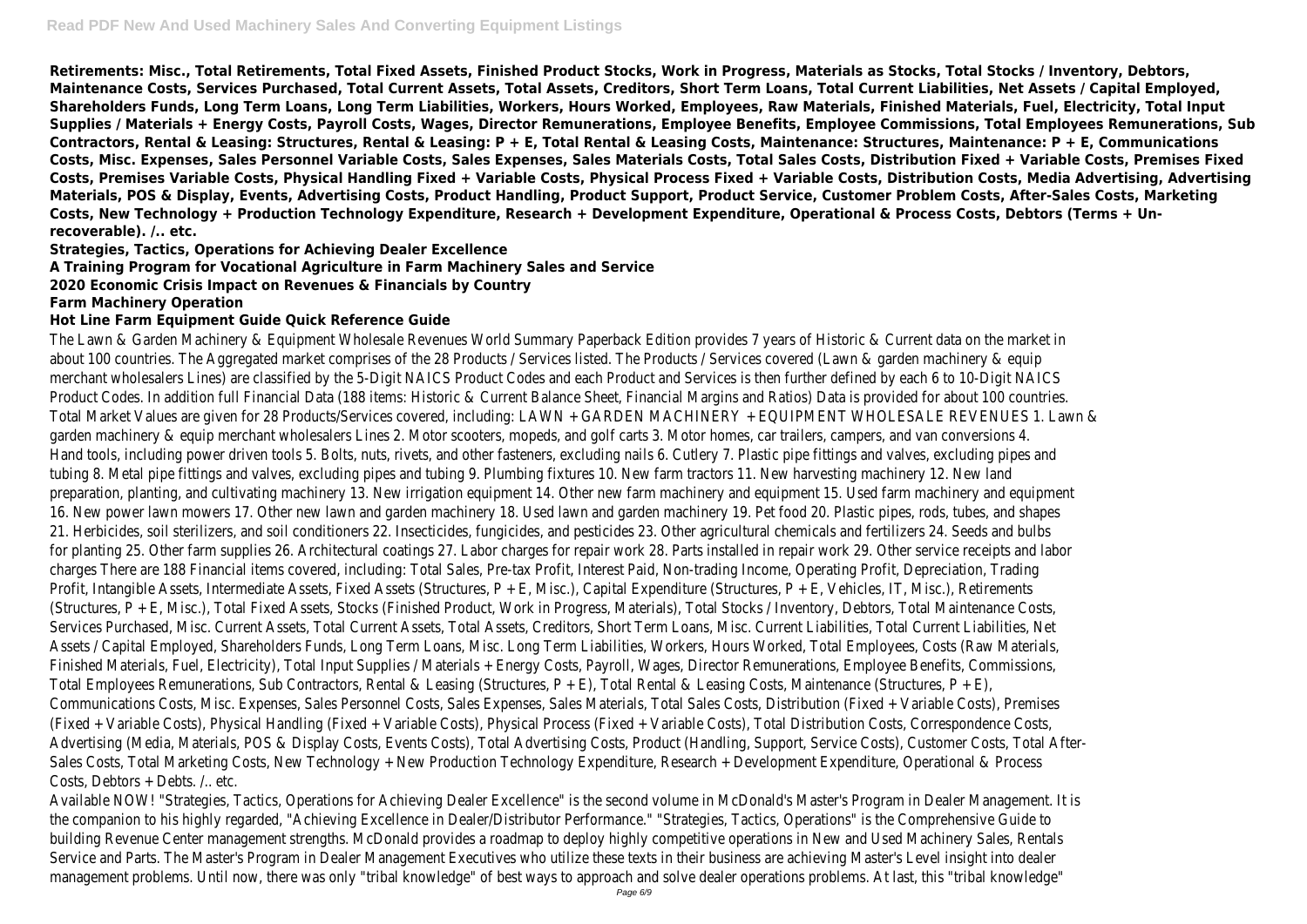**Retirements: Misc., Total Retirements, Total Fixed Assets, Finished Product Stocks, Work in Progress, Materials as Stocks, Total Stocks / Inventory, Debtors, Maintenance Costs, Services Purchased, Total Current Assets, Total Assets, Creditors, Short Term Loans, Total Current Liabilities, Net Assets / Capital Employed, Shareholders Funds, Long Term Loans, Long Term Liabilities, Workers, Hours Worked, Employees, Raw Materials, Finished Materials, Fuel, Electricity, Total Input Supplies / Materials + Energy Costs, Payroll Costs, Wages, Director Remunerations, Employee Benefits, Employee Commissions, Total Employees Remunerations, Sub Contractors, Rental & Leasing: Structures, Rental & Leasing: P + E, Total Rental & Leasing Costs, Maintenance: Structures, Maintenance: P + E, Communications Costs, Misc. Expenses, Sales Personnel Variable Costs, Sales Expenses, Sales Materials Costs, Total Sales Costs, Distribution Fixed + Variable Costs, Premises Fixed Costs, Premises Variable Costs, Physical Handling Fixed + Variable Costs, Physical Process Fixed + Variable Costs, Distribution Costs, Media Advertising, Advertising Materials, POS & Display, Events, Advertising Costs, Product Handling, Product Support, Product Service, Customer Problem Costs, After-Sales Costs, Marketing Costs, New Technology + Production Technology Expenditure, Research + Development Expenditure, Operational & Process Costs, Debtors (Terms + Un-recoverable). /.. etc.**

**Strategies, Tactics, Operations for Achieving Dealer Excellence**

**A Training Program for Vocational Agriculture in Farm Machinery Sales and Service**

**2020 Economic Crisis Impact on Revenues & Financials by Country**

**Farm Machinery Operation**

**Hot Line Farm Equipment Guide Quick Reference Guide**

The Lawn & Garden Machinery & Equipment Wholesale Revenues World Summary Paperback Edition provides 7 years of Historic & Current data on the market in about 100 countries. The Aggregated market comprises of the 28 Products / Services listed. The Products / Services covered (Lawn & garden machinery & equip merchant wholesalers Lines) are classified by the 5-Digit NAICS Product Codes and each Product and Services is then further defined by each 6 to 10-Digit NAICS Product Codes. In addition full Financial Data (188 items: Historic & Current Balance Sheet, Financial Margins and Ratios) Data is provided for about 100 countries. Total Market Values are given for 28 Products/Services covered, including: LAWN + GARDEN MACHINERY + EQUIPMENT WHOLESALE REVENUES 1. Lawn & garden machinery & equip merchant wholesalers Lines 2. Motor scooters, mopeds, and golf carts 3. Motor homes, car trailers, campers, and van conversions 4. Hand tools, including power driven tools 5. Bolts, nuts, rivets, and other fasteners, excluding nails 6. Cutlery 7. Plastic pipe fittings and valves, excluding pipes and tubing 8. Metal pipe fittings and valves, excluding pipes and tubing 9. Plumbing fixtures 10. New farm tractors 11. New harvesting machinery 12. New land preparation, planting, and cultivating machinery 13. New irrigation equipment 14. Other new farm machinery and equipment 15. Used farm machinery and equipment 16. New power lawn mowers 17. Other new lawn and garden machinery 18. Used lawn and garden machinery 19. Pet food 20. Plastic pipes, rods, tubes, and shapes 21. Herbicides, soil sterilizers, and soil conditioners 22. Insecticides, fungicides, and pesticides 23. Other agricultural chemicals and fertilizers 24. Seeds and bulbs for planting 25. Other farm supplies 26. Architectural coatings 27. Labor charges for repair work 28. Parts installed in repair work 29. Other service receipts and labor charges There are 188 Financial items covered, including: Total Sales, Pre-tax Profit, Interest Paid, Non-trading Income, Operating Profit, Depreciation, Trading Profit, Intangible Assets, Intermediate Assets, Fixed Assets (Structures, P + E, Misc.), Capital Expenditure (Structures, P + E, Vehicles, IT, Misc.), Retirements (Structures, P + E, Misc.), Total Fixed Assets, Stocks (Finished Product, Work in Progress, Materials), Total Stocks / Inventory, Debtors, Total Maintenance Costs, Services Purchased, Misc. Current Assets, Total Current Assets, Total Assets, Creditors, Short Term Loans, Misc. Current Liabilities, Total Current Liabilities, Net Assets / Capital Employed, Shareholders Funds, Long Term Loans, Misc. Long Term Liabilities, Workers, Hours Worked, Total Employees, Costs (Raw Materials, Finished Materials, Fuel, Electricity), Total Input Supplies / Materials + Energy Costs, Payroll, Wages, Director Remunerations, Employee Benefits, Commissions, Total Employees Remunerations, Sub Contractors, Rental & Leasing (Structures, P + E), Total Rental & Leasing Costs, Maintenance (Structures, P + E), Communications Costs, Misc. Expenses, Sales Personnel Costs, Sales Expenses, Sales Materials, Total Sales Costs, Distribution (Fixed + Variable Costs), Premises (Fixed + Variable Costs), Physical Handling (Fixed + Variable Costs), Physical Process (Fixed + Variable Costs), Total Distribution Costs, Correspondence Costs, Advertising (Media, Materials, POS & Display Costs, Events Costs), Total Advertising Costs, Product (Handling, Support, Service Costs), Customer Costs, Total After-Sales Costs, Total Marketing Costs, New Technology + New Production Technology Expenditure, Research + Development Expenditure, Operational & Process Costs, Debtors + Debts. /.. etc.

Available NOW! "Strategies, Tactics, Operations for Achieving Dealer Excellence" is the second volume in McDonald's Master's Program in Dealer Management. It is the companion to his highly regarded, "Achieving Excellence in Dealer/Distributor Performance." "Strategies, Tactics, Operations" is the Comprehensive Guide to building Revenue Center management strengths. McDonald provides a roadmap to deploy highly competitive operations in New and Used Machinery Sales, Rentals Service and Parts. The Master's Program in Dealer Management Executives who utilize these texts in their business are achieving Master's Level insight into dealer management problems. Until now, there was only "tribal knowledge" of best ways to approach and solve dealer operations problems. At last, this "tribal knowledge"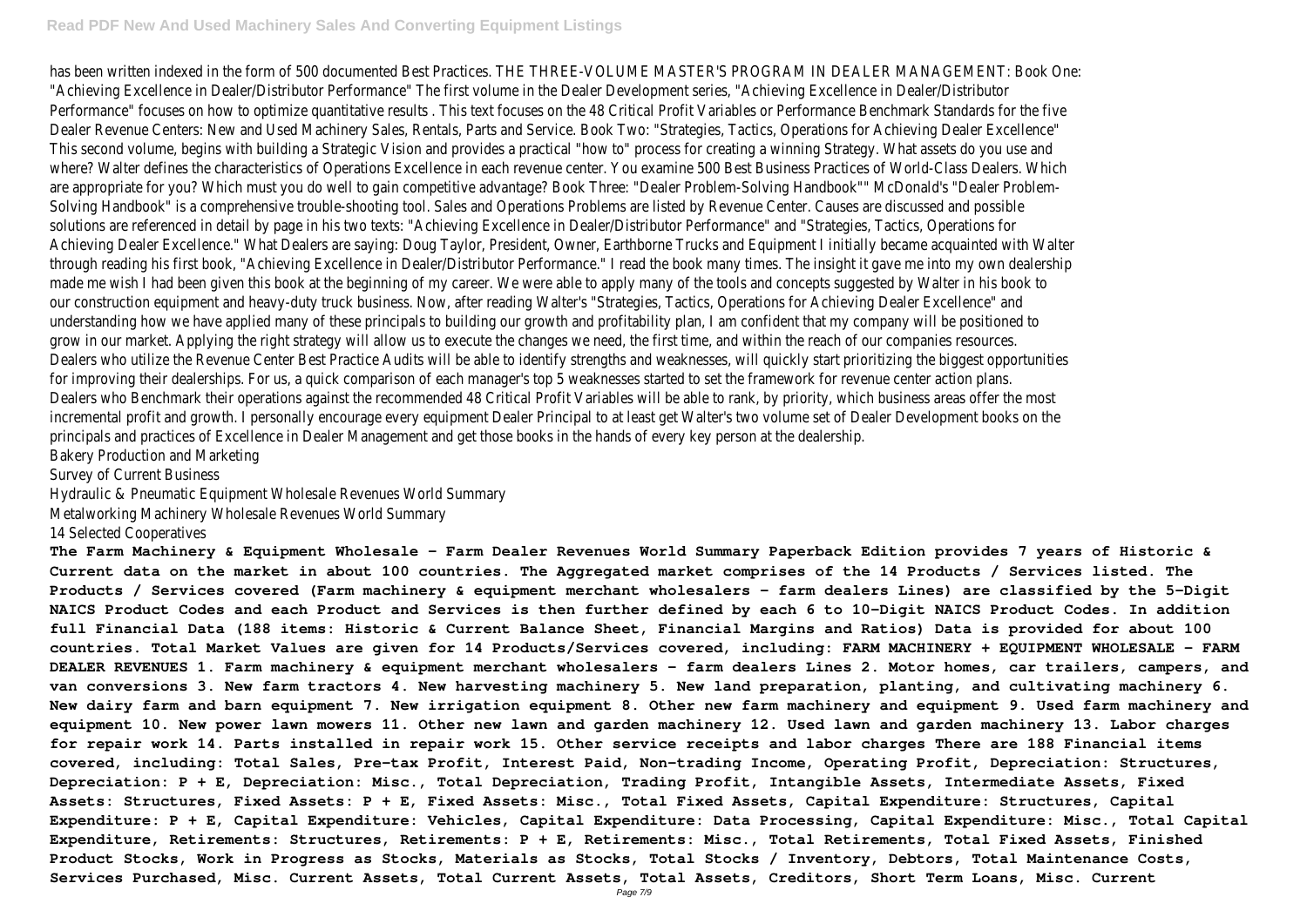has been written indexed in the form of 500 documented Best Practices. THE THREE-VOLUME MASTER'S PROGRAM IN DEALER MANAGEMENT: Book One: "Achieving Excellence in Dealer/Distributor Performance" The first volume in the Dealer Development series, "Achieving Excellence in Dealer/Distributor Performance" focuses on how to optimize quantitative results . This text focuses on the 48 Critical Profit Variables or Performance Benchmark Standards for the five Dealer Revenue Centers: New and Used Machinery Sales, Rentals, Parts and Service. Book Two: "Strategies, Tactics, Operations for Achieving Dealer Excellence" This second volume, begins with building a Strategic Vision and provides a practical "how to" process for creating a winning Strategy. What assets do you use and where? Walter defines the characteristics of Operations Excellence in each revenue center. You examine 500 Best Business Practices of World-Class Dealers. Which are appropriate for you? Which must you do well to gain competitive advantage? Book Three: "Dealer Problem-Solving Handbook"" McDonald's "Dealer Problem-Solving Handbook" is a comprehensive trouble-shooting tool. Sales and Operations Problems are listed by Revenue Center. Causes are discussed and possible solutions are referenced in detail by page in his two texts: "Achieving Excellence in Dealer/Distributor Performance" and "Strategies, Tactics, Operations for Achieving Dealer Excellence." What Dealers are saying: Doug Taylor, President, Owner, Earthborne Trucks and Equipment I initially became acquainted with Walter through reading his first book, "Achieving Excellence in Dealer/Distributor Performance." I read the book many times. The insight it gave me into my own dealership made me wish I had been given this book at the beginning of my career. We were able to apply many of the tools and concepts suggested by Walter in his book to our construction equipment and heavy-duty truck business. Now, after reading Walter's "Strategies, Tactics, Operations for Achieving Dealer Excellence" and understanding how we have applied many of these principals to building our growth and profitability plan, I am confident that my company will be positioned to grow in our market. Applying the right strategy will allow us to execute the changes we need, the first time, and within the reach of our companies resources. Dealers who utilize the Revenue Center Best Practice Audits will be able to identify strengths and weaknesses, will quickly start prioritizing the biggest opportunities for improving their dealerships. For us, a quick comparison of each manager's top 5 weaknesses started to set the framework for revenue center action plans. Dealers who Benchmark their operations against the recommended 48 Critical Profit Variables will be able to rank, by priority, which business areas offer the most incremental profit and growth. I personally encourage every equipment Dealer Principal to at least get Walter's two volume set of Dealer Development books on the principals and practices of Excellence in Dealer Management and get those books in the hands of every key person at the dealership.

Bakery Production and Marketing

Survey of Current Business

Hydraulic & Pneumatic Equipment Wholesale Revenues World Summary

Metalworking Machinery Wholesale Revenues World Summary

14 Selected Cooperatives

**The Farm Machinery & Equipment Wholesale - Farm Dealer Revenues World Summary Paperback Edition provides 7 years of Historic & Current data on the market in about 100 countries. The Aggregated market comprises of the 14 Products / Services listed. The Products / Services covered (Farm machinery & equipment merchant wholesalers - farm dealers Lines) are classified by the 5-Digit NAICS Product Codes and each Product and Services is then further defined by each 6 to 10-Digit NAICS Product Codes. In addition full Financial Data (188 items: Historic & Current Balance Sheet, Financial Margins and Ratios) Data is provided for about 100 countries. Total Market Values are given for 14 Products/Services covered, including: FARM MACHINERY + EQUIPMENT WHOLESALE - FARM DEALER REVENUES 1. Farm machinery & equipment merchant wholesalers - farm dealers Lines 2. Motor homes, car trailers, campers, and van conversions 3. New farm tractors 4. New harvesting machinery 5. New land preparation, planting, and cultivating machinery 6. New dairy farm and barn equipment 7. New irrigation equipment 8. Other new farm machinery and equipment 9. Used farm machinery and equipment 10. New power lawn mowers 11. Other new lawn and garden machinery 12. Used lawn and garden machinery 13. Labor charges for repair work 14. Parts installed in repair work 15. Other service receipts and labor charges There are 188 Financial items covered, including: Total Sales, Pre-tax Profit, Interest Paid, Non-trading Income, Operating Profit, Depreciation: Structures, Depreciation: P + E, Depreciation: Misc., Total Depreciation, Trading Profit, Intangible Assets, Intermediate Assets, Fixed Assets: Structures, Fixed Assets: P + E, Fixed Assets: Misc., Total Fixed Assets, Capital Expenditure: Structures, Capital Expenditure: P + E, Capital Expenditure: Vehicles, Capital Expenditure: Data Processing, Capital Expenditure: Misc., Total Capital Expenditure, Retirements: Structures, Retirements: P + E, Retirements: Misc., Total Retirements, Total Fixed Assets, Finished Product Stocks, Work in Progress as Stocks, Materials as Stocks, Total Stocks / Inventory, Debtors, Total Maintenance Costs, Services Purchased, Misc. Current Assets, Total Current Assets, Total Assets, Creditors, Short Term Loans, Misc. Current**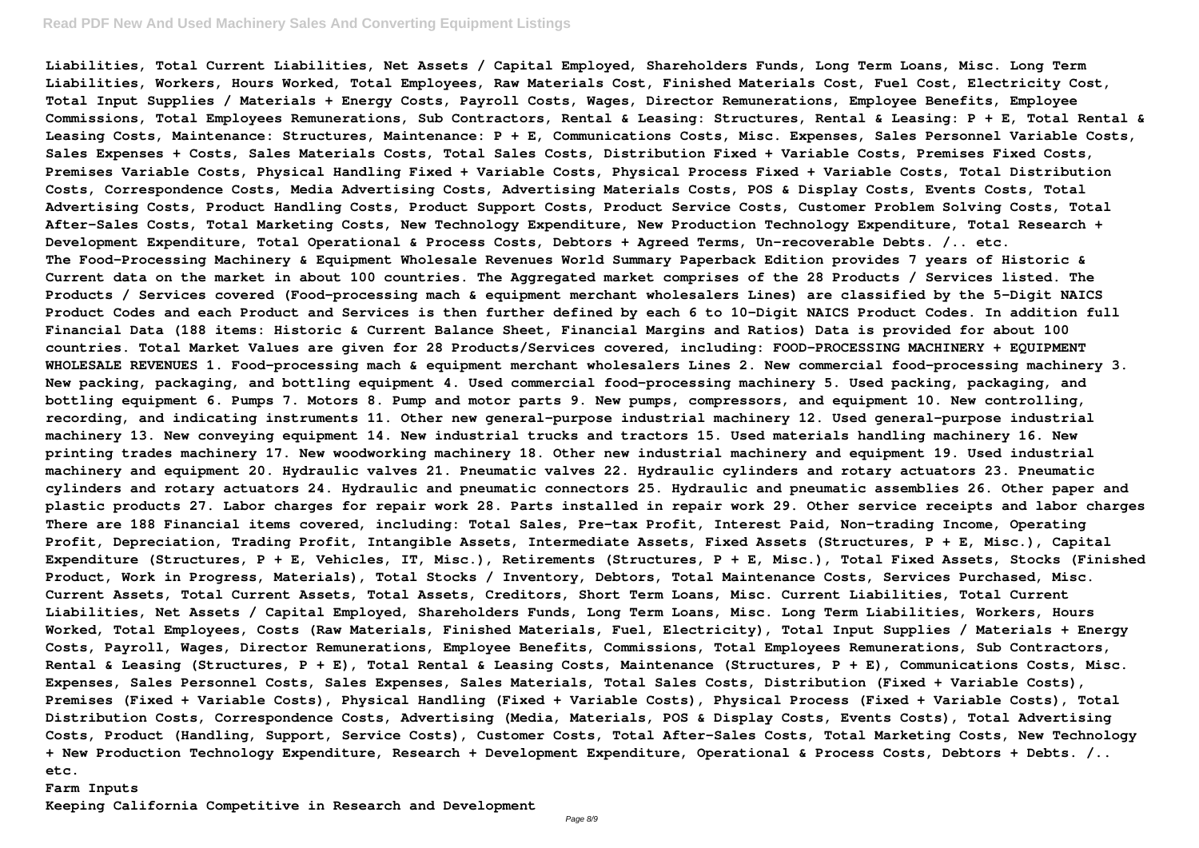**Liabilities, Total Current Liabilities, Net Assets / Capital Employed, Shareholders Funds, Long Term Loans, Misc. Long Term Liabilities, Workers, Hours Worked, Total Employees, Raw Materials Cost, Finished Materials Cost, Fuel Cost, Electricity Cost, Total Input Supplies / Materials + Energy Costs, Payroll Costs, Wages, Director Remunerations, Employee Benefits, Employee Commissions, Total Employees Remunerations, Sub Contractors, Rental & Leasing: Structures, Rental & Leasing: P + E, Total Rental & Leasing Costs, Maintenance: Structures, Maintenance: P + E, Communications Costs, Misc. Expenses, Sales Personnel Variable Costs, Sales Expenses + Costs, Sales Materials Costs, Total Sales Costs, Distribution Fixed + Variable Costs, Premises Fixed Costs, Premises Variable Costs, Physical Handling Fixed + Variable Costs, Physical Process Fixed + Variable Costs, Total Distribution Costs, Correspondence Costs, Media Advertising Costs, Advertising Materials Costs, POS & Display Costs, Events Costs, Total Advertising Costs, Product Handling Costs, Product Support Costs, Product Service Costs, Customer Problem Solving Costs, Total After-Sales Costs, Total Marketing Costs, New Technology Expenditure, New Production Technology Expenditure, Total Research + Development Expenditure, Total Operational & Process Costs, Debtors + Agreed Terms, Un-recoverable Debts. /.. etc.**

**The Food-Processing Machinery & Equipment Wholesale Revenues World Summary Paperback Edition provides 7 years of Historic & Current data on the market in about 100 countries. The Aggregated market comprises of the 28 Products / Services listed. The Products / Services covered (Food-processing mach & equipment merchant wholesalers Lines) are classified by the 5-Digit NAICS Product Codes and each Product and Services is then further defined by each 6 to 10-Digit NAICS Product Codes. In addition full Financial Data (188 items: Historic & Current Balance Sheet, Financial Margins and Ratios) Data is provided for about 100 countries. Total Market Values are given for 28 Products/Services covered, including: FOOD-PROCESSING MACHINERY + EQUIPMENT WHOLESALE REVENUES 1. Food-processing mach & equipment merchant wholesalers Lines 2. New commercial food-processing machinery 3. New packing, packaging, and bottling equipment 4. Used commercial food-processing machinery 5. Used packing, packaging, and bottling equipment 6. Pumps 7. Motors 8. Pump and motor parts 9. New pumps, compressors, and equipment 10. New controlling, recording, and indicating instruments 11. Other new general-purpose industrial machinery 12. Used general-purpose industrial machinery 13. New conveying equipment 14. New industrial trucks and tractors 15. Used materials handling machinery 16. New printing trades machinery 17. New woodworking machinery 18. Other new industrial machinery and equipment 19. Used industrial machinery and equipment 20. Hydraulic valves 21. Pneumatic valves 22. Hydraulic cylinders and rotary actuators 23. Pneumatic cylinders and rotary actuators 24. Hydraulic and pneumatic connectors 25. Hydraulic and pneumatic assemblies 26. Other paper and plastic products 27. Labor charges for repair work 28. Parts installed in repair work 29. Other service receipts and labor charges There are 188 Financial items covered, including: Total Sales, Pre-tax Profit, Interest Paid, Non-trading Income, Operating Profit, Depreciation, Trading Profit, Intangible Assets, Intermediate Assets, Fixed Assets (Structures, P + E, Misc.), Capital Expenditure (Structures, P + E, Vehicles, IT, Misc.), Retirements (Structures, P + E, Misc.), Total Fixed Assets, Stocks (Finished Product, Work in Progress, Materials), Total Stocks / Inventory, Debtors, Total Maintenance Costs, Services Purchased, Misc. Current Assets, Total Current Assets, Total Assets, Creditors, Short Term Loans, Misc. Current Liabilities, Total Current Liabilities, Net Assets / Capital Employed, Shareholders Funds, Long Term Loans, Misc. Long Term Liabilities, Workers, Hours Worked, Total Employees, Costs (Raw Materials, Finished Materials, Fuel, Electricity), Total Input Supplies / Materials + Energy Costs, Payroll, Wages, Director Remunerations, Employee Benefits, Commissions, Total Employees Remunerations, Sub Contractors, Rental & Leasing (Structures, P + E), Total Rental & Leasing Costs, Maintenance (Structures, P + E), Communications Costs, Misc. Expenses, Sales Personnel Costs, Sales Expenses, Sales Materials, Total Sales Costs, Distribution (Fixed + Variable Costs), Premises (Fixed + Variable Costs), Physical Handling (Fixed + Variable Costs), Physical Process (Fixed + Variable Costs), Total Distribution Costs, Correspondence Costs, Advertising (Media, Materials, POS & Display Costs, Events Costs), Total Advertising Costs, Product (Handling, Support, Service Costs), Customer Costs, Total After-Sales Costs, Total Marketing Costs, New Technology + New Production Technology Expenditure, Research + Development Expenditure, Operational & Process Costs, Debtors + Debts. /.. etc.**

**Farm Inputs**

**Keeping California Competitive in Research and Development**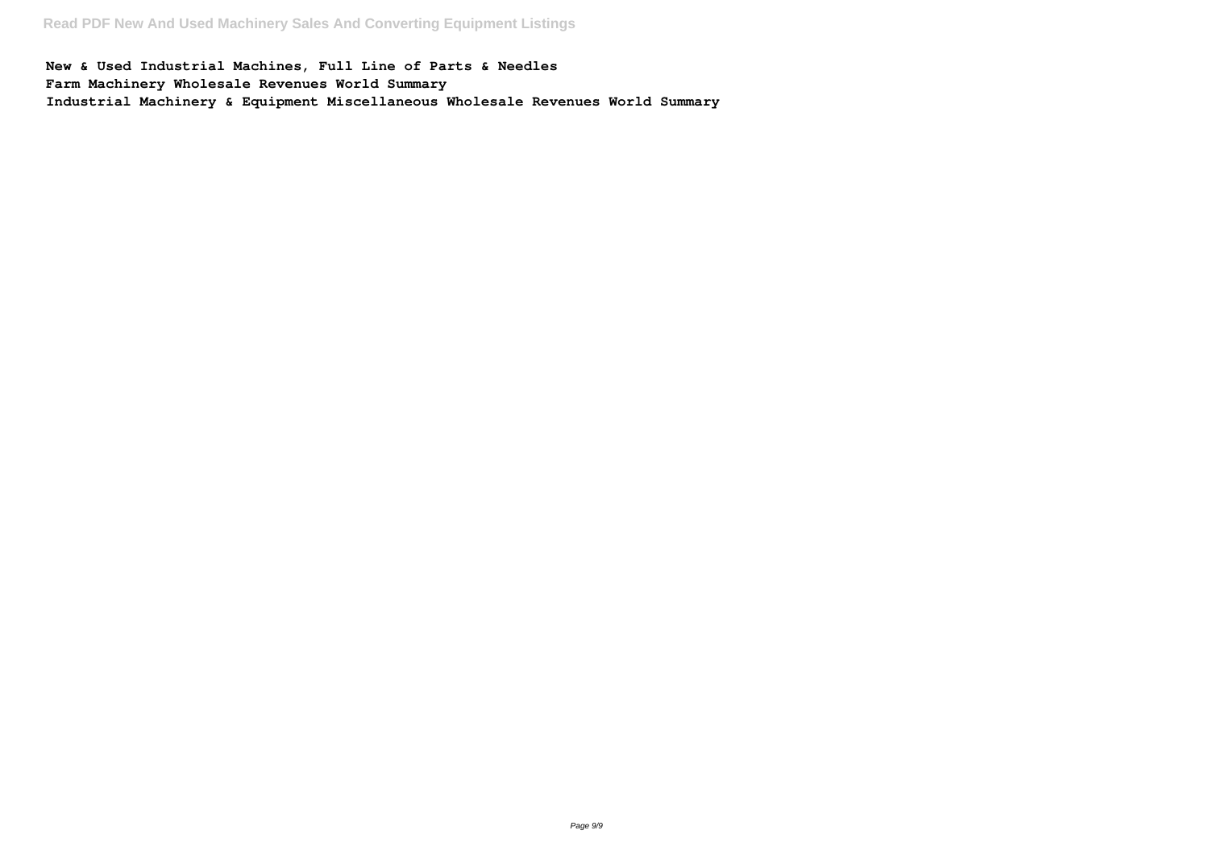**New & Used Industrial Machines, Full Line of Parts & Needles**
**Farm Machinery Wholesale Revenues World Summary**
**Industrial Machinery & Equipment Miscellaneous Wholesale Revenues World Summary**